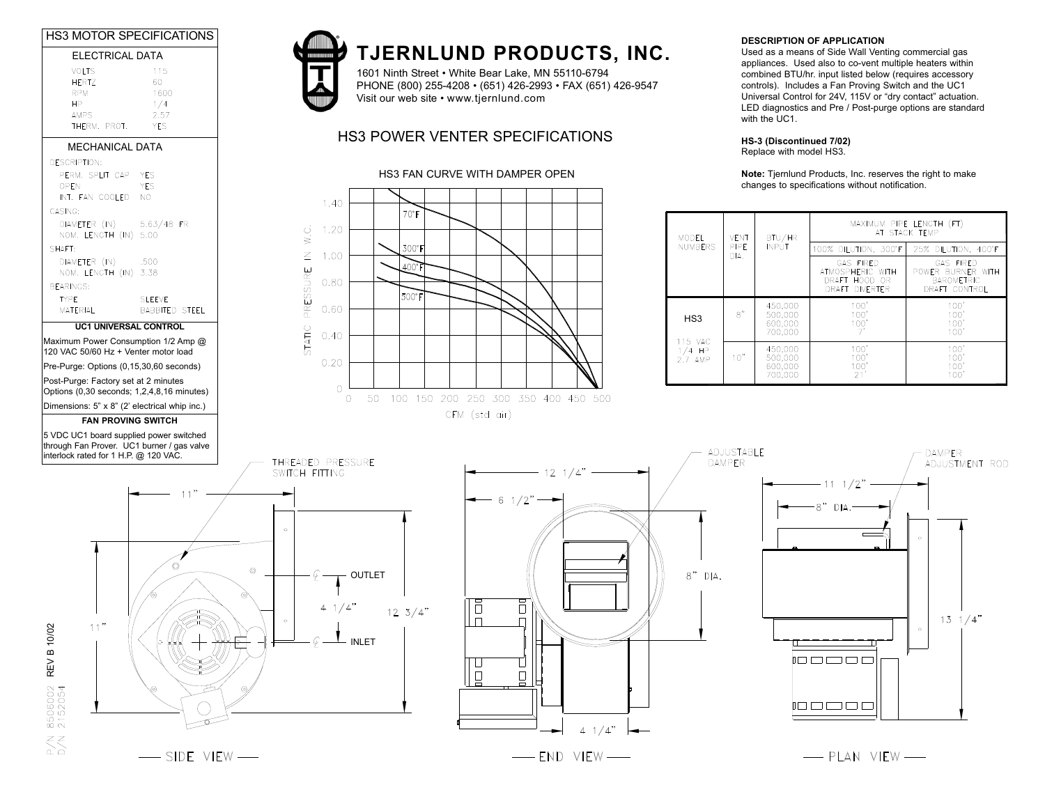# TJERNLUND PRODUCTS, INC.

1601 Ninth Street • White Bear Lake, MN 55110-6794
PHONE (800) 255-4208 • (651) 426-2993 • FAX (651) 426-9547
Visit our web site • www.tjernlund.com

## HS3 POWER VENTER SPECIFICATIONS

## HS3 MOTOR SPECIFICATIONS

### ELECTRICAL DATA

| | |
|---|---|
| VOLTS | 115 |
| HERTZ | 60 |
| RPM | 1600 |
| HP | 1/4 |
| AMPS | 2.57 |
| THERM. PROT. | YES |

### MECHANICAL DATA

DESCRIPTION:

| | |
|---|---|
| PERM. SPLIT CAP | YES |
| OPEN | YES |
| INT. FAN COOLED | NO |

CASING:

| | |
|---|---|
| DIAMETER (IN) | 5.63/48 FR |
| NOM. LENGTH (IN) | 5.00 |

SHAFT:

| | |
|---|---|
| DIAMETER (IN) | .500 |
| NOM. LENGTH (IN) | 3.38 |

BEARINGS:

| | |
|---|---|
| TYPE | SLEEVE |
| MATERIAL | BABBITED STEEL |

### UC1 UNIVERSAL CONTROL

Maximum Power Consumption 1/2 Amp @ 120 VAC 50/60 Hz + Venter motor load

Pre-Purge: Options (0,15,30,60 seconds)

Post-Purge: Factory set at 2 minutes Options (0,30 seconds; 1,2,4,8,16 minutes)

Dimensions: 5" x 8" (2' electrical whip inc.)

### FAN PROVING SWITCH

5 VDC UC1 board supplied power switched through Fan Prover. UC1 burner / gas valve interlock rated for 1 H.P. @ 120 VAC.

### HS3 FAN CURVE WITH DAMPER OPEN

STATIC PRESSURE IN W.C. (0 – 1.40) vs. CFM (std air) (0 – 500); curves for 70°F, 300°F, 400°F, 500°F.

**DESCRIPTION OF APPLICATION**

Used as a means of Side Wall Venting commercial gas appliances. Used also to co-vent multiple heaters within combined BTU/hr. input listed below (requires accessory controls). Includes a Fan Proving Switch and the UC1 Universal Control for 24V, 115V or "dry contact" actuation. LED diagnostics and Pre / Post-purge options are standard with the UC1.

**HS-3 (Discontinued 7/02)**
Replace with model HS3.

**Note:** Tjernlund Products, Inc. reserves the right to make changes to specifications without notification.

| MODEL NUMBERS | VENT PIPE DIA. | BTU/HR INPUT | MAXIMUM PIPE LENGTH (FT) AT STACK TEMP | |
|---|---|---|---|---|
| | | | 100% DILUTION, 300°F | 25% DILUTION, 400°F |
| | | | GAS FIRED ATMOSPHERIC WITH DRAFT HOOD OR DRAFT DIVERTER | GAS FIRED POWER BURNER WITH BAROMETRIC DRAFT CONTROL |
| HS3 | 8" | 450,000 | 100' | 100' |
| | | 500,000 | 100' | 100' |
| | | 600,000 | 100' | 100' |
| | | 700,000 | 7' | 100' |
| 115 VAC 1/4 HP 2.7 AMP | 10" | 450,000 | 100' | 100' |
| | | 500,000 | 100' | 100' |
| | | 600,000 | 100' | 100' |
| | | 700,000 | 21' | 100' |

SIDE VIEW: 11", 11", 12 3/4", 4 1/4", THREADED PRESSURE SWITCH FITTING, OUTLET, INLET

END VIEW: 12 1/4", 6 1/2", 8" DIA., 4 1/4", ADJUSTABLE DAMPER

PLAN VIEW: 11 1/2", 8" DIA., 13 1/4", DAMPER ADJUSTMENT ROD

P/N 8506002 REV B 10/02
D/N 2152054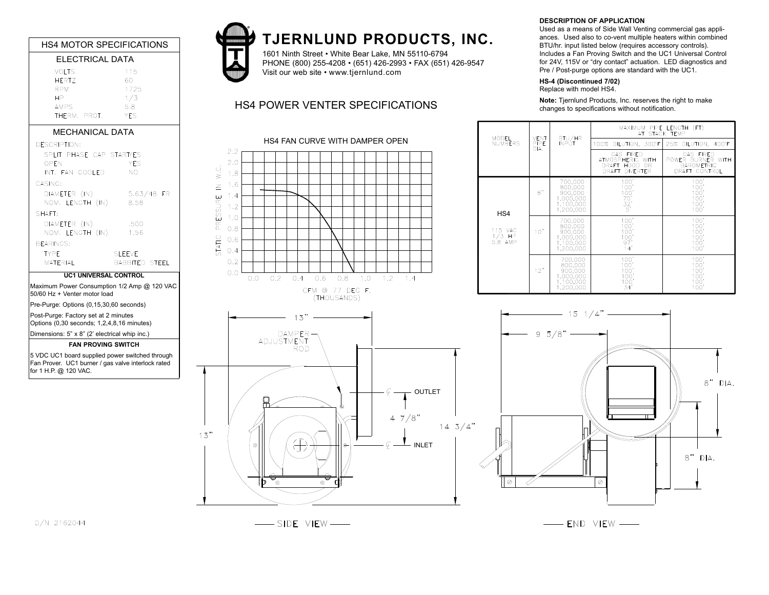# TJERNLUND PRODUCTS, INC.

1601 Ninth Street • White Bear Lake, MN 55110-6794
PHONE (800) 255-4208 • (651) 426-2993 • FAX (651) 426-9547
Visit our web site • www.tjernlund.com

## HS4 POWER VENTER SPECIFICATIONS

### HS4 MOTOR SPECIFICATIONS

#### ELECTRICAL DATA

| | |
|---|---|
| VOLTS | 115 |
| HERTZ | 60 |
| RPM | 1725 |
| HP | 1/3 |
| AMPS | 5.8 |
| THERM. PROT. | YES |

#### MECHANICAL DATA

DESCRIPTION:

| | |
|---|---|
| SPLIT PHASE CAP START/PES | |
| OPEN | YES |
| INT. FAN COOLED | NO |

CASING:

| | |
|---|---|
| DIAMETER (IN) | 5.63/48 FR |
| NOM. LENGTH (IN) | 8.58 |

SHAFT:

| | |
|---|---|
| DIAMETER (IN) | .500 |
| NOM. LENGTH (IN) | 1.56 |

BEARINGS:

| | |
|---|---|
| TYPE | SLEEVE |
| MATERIAL | BABBITED STEEL |

#### UC1 UNIVERSAL CONTROL

Maximum Power Consumption 1/2 Amp @ 120 VAC 50/60 Hz + Venter motor load

Pre-Purge: Options (0,15,30,60 seconds)

Post-Purge: Factory set at 2 minutes
Options (0,30 seconds; 1,2,4,8,16 minutes)

Dimensions: 5" x 8" (2' electrical whip inc.)

#### FAN PROVING SWITCH

5 VDC UC1 board supplied power switched through Fan Prover. UC1 burner / gas valve interlock rated for 1 H.P. @ 120 VAC.

### DESCRIPTION OF APPLICATION

Used as a means of Side Wall Venting commercial gas appliances. Used also to co-vent multiple heaters within combined BTU/hr. input listed below (requires accessory controls). Includes a Fan Proving Switch and the UC1 Universal Control for 24V, 115V or "dry contact" actuation. LED diagnostics and Pre / Post-purge options are standard with the UC1.

**HS-4 (Discontinued 7/02)**
Replace with model HS4.

**Note:** Tjernlund Products, Inc. reserves the right to make changes to specifications without notification.

### HS4 FAN CURVE WITH DAMPER OPEN

STATIC PRESSURE IN W.C. (0.0 – 2.2) vs. CFM @ 77 DEG F. (THOUSANDS) (0.0 – 1.4)

| MODEL NUMBERS | VENT PIPE DIA. | BTU/HR INPUT | MAXIMUM PIPE LENGTH (FT) AT STACK TEMP: 100% DILUTION, 300°F — GAS FIRED ATMOSPHERIC WITH DRAFT HOOD OR DRAFT DIVERTER | 25% DILUTION, 400°F — GAS FIRED POWER BURNER WITH BAROMETRIC DRAFT CONTROL |
|---|---|---|---|---|
| HS4 115 VAC 1/3 HP 5.8 AMP | 8" | 700,000 | 100' | 100' |
| | | 800,000 | 100' | 100' |
| | | 900,000 | 100' | 100' |
| | | 1,000,000 | 70' | 100' |
| | | 1,100,000 | 32' | 100' |
| | | 1,200,000 | 5' | 100' |
| | 10" | 700,000 | 100' | 100' |
| | | 800,000 | 100' | 100' |
| | | 900,000 | 100' | 100' |
| | | 1,000,000 | 100' | 100' |
| | | 1,100,000 | 97' | 100' |
| | | 1,200,000 | 14' | 100' |
| | 12" | 700,000 | 100' | 100' |
| | | 800,000 | 100' | 100' |
| | | 900,000 | 100' | 100' |
| | | 1,000,000 | 100' | 100' |
| | | 1,100,000 | 100' | 100' |
| | | 1,200,000 | 34' | 100' |

SIDE VIEW: 13", 13", 14 3/4", 4 7/8", DAMPER ADJUSTMENT ROD, OUTLET, INLET

END VIEW: 15 1/4", 9 5/8", 8" DIA., 8" DIA.

D/N 2162044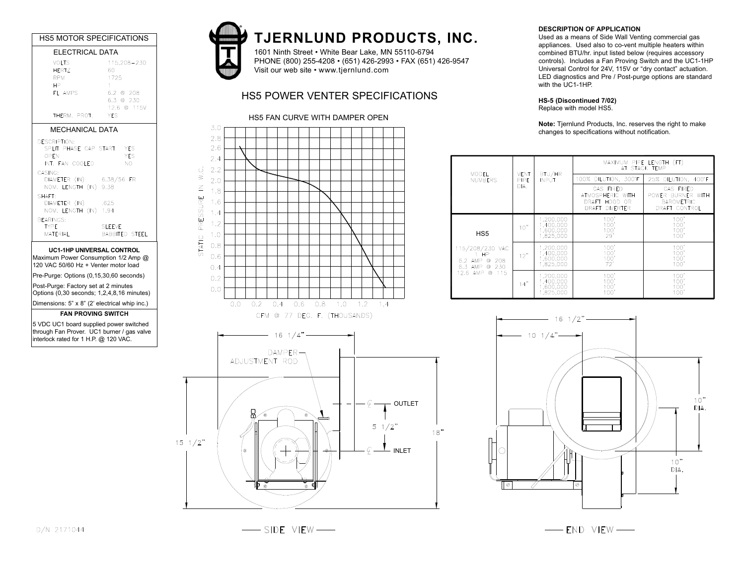# TJERNLUND PRODUCTS, INC.

1601 Ninth Street • White Bear Lake, MN 55110-6794
PHONE (800) 255-4208 • (651) 426-2993 • FAX (651) 426-9547
Visit our web site • www.tjernlund.com

## HS5 POWER VENTER SPECIFICATIONS

### HS5 MOTOR SPECIFICATIONS

**ELECTRICAL DATA**

| | |
|---|---|
| VOLTS | 115,208–230 |
| HERTZ | 60 |
| RPM | 1725 |
| HP | 1 |
| FL AMPS | 6.2 @ 208<br>6.3 @ 230<br>12.6 @ 115V |
| THERM. PROT. | YES |

**MECHANICAL DATA**

| | |
|---|---|
| DESCRIPTION: | |
| SPLIT PHASE CAP START | YES |
| OPEN | YES |
| INT. FAN COOLED | NO |
| CASING: | |
| DIAMETER (IN) | 6.38/56 FR |
| NOM. LENGTH (IN) | 9.38 |
| SHAFT: | |
| DIAMETER (IN) | .625 |
| NOM. LENGTH (IN) | 1.94 |
| BEARINGS: | |
| TYPE | SLEEVE |
| MATERIAL | BABBITED STEEL |

**UC1-1HP UNIVERSAL CONTROL**

Maximum Power Consumption 1/2 Amp @ 120 VAC 50/60 Hz + Venter motor load

Pre-Purge: Options (0,15,30,60 seconds)

Post-Purge: Factory set at 2 minutes Options (0,30 seconds; 1,2,4,8,16 minutes)

Dimensions: 5" x 8" (2' electrical whip inc.)

**FAN PROVING SWITCH**

5 VDC UC1 board supplied power switched through Fan Prover. UC1 burner / gas valve interlock rated for 1 H.P. @ 120 VAC.

### HS5 FAN CURVE WITH DAMPER OPEN

STATIC PRESSURE IN W.C.
3.0
2.8
2.6
2.4
2.2
2.0
1.8
1.6
1.4
1.2
1.0
0.8
0.6
0.4
0.2
0.0

0.0 0.2 0.4 0.6 0.8 1.0 1.2 1.4
CFM @ 77 DEG. F. (THOUSANDS)

### DESCRIPTION OF APPLICATION

Used as a means of Side Wall Venting commercial gas appliances. Used also to co-vent multiple heaters within combined BTU/hr. input listed below (requires accessory controls). Includes a Fan Proving Switch and the UC1-1HP Universal Control for 24V, 115V or "dry contact" actuation. LED diagnostics and Pre / Post-purge options are standard with the UC1-1HP.

**HS-5 (Discontinued 7/02)**
Replace with model HS5.

**Note:** Tjernlund Products, Inc. reserves the right to make changes to specifications without notification.

| MODEL NUMBERS | VENT PIPE DIA. | BTU/HR INPUT | MAXIMUM PIPE LENGTH (FT) AT STACK TEMP | |
|---|---|---|---|---|
| | | | 100% DILUTION, 300°F | 25% DILUTION, 400°F |
| | | | GAS FIRED ATMOSPHERIC WITH DRAFT HOOD OR DRAFT DIVERTER | GAS FIRED POWER BURNER WITH BAROMETRIC DRAFT CONTROL |
| HS5 | 10" | 1,200,000<br>1,400,000<br>1,600,000<br>1,825,000 | 100'<br>100'<br>100'<br>29' | 100'<br>100'<br>100'<br>100' |
| 115/208/230 VAC<br>1 HP<br>6.2 AMP @ 208<br>6.3 AMP @ 230<br>12.6 AMP @ 115 | 12" | 1,200,000<br>1,400,000<br>1,600,000<br>1,825,000 | 100'<br>100'<br>100'<br>72' | 100'<br>100'<br>100'<br>100' |
| | 14" | 1,200,000<br>1,400,000<br>1,600,000<br>1,825,000 | 100'<br>100'<br>100'<br>100' | 100'<br>100'<br>100'<br>100' |

16 1/4"
DAMPER ADJUSTMENT ROD
OUTLET
5 1/2"
INLET
15 1/2"
18"

SIDE VIEW

16 1/2"
10 1/4"
10" DIA.
10" DIA.

END VIEW

D/N 2171044